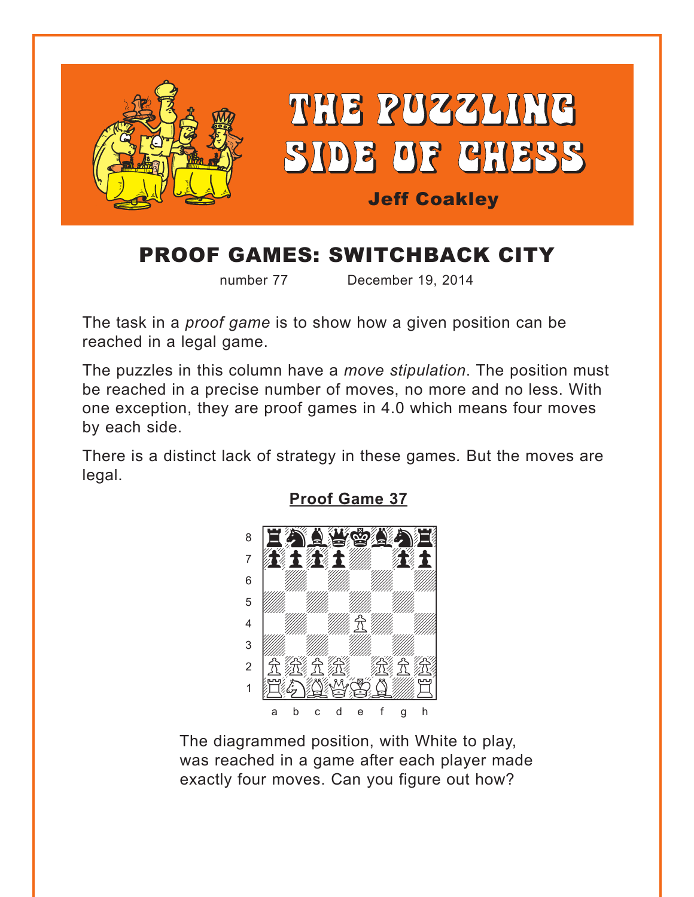# THE PUZZLING SIDE OF CHESS

**Jeff Coakley**

## PROOF GAMES: SWITCHBACK CITY

number 77 December 19, 2014

The task in a *proof game* is to show how a given position can be reached in a legal game.

The puzzles in this column have a *move stipulation*. The position must be reached in a precise number of moves, no more and no less. With one exception, they are proof games in 4.0 which means four moves by each side.

There is a distinct lack of strategy in these games. But the moves are legal.

### Proof Game 37

The diagrammed position, with White to play, was reached in a game after each player made exactly four moves. Can you figure out how?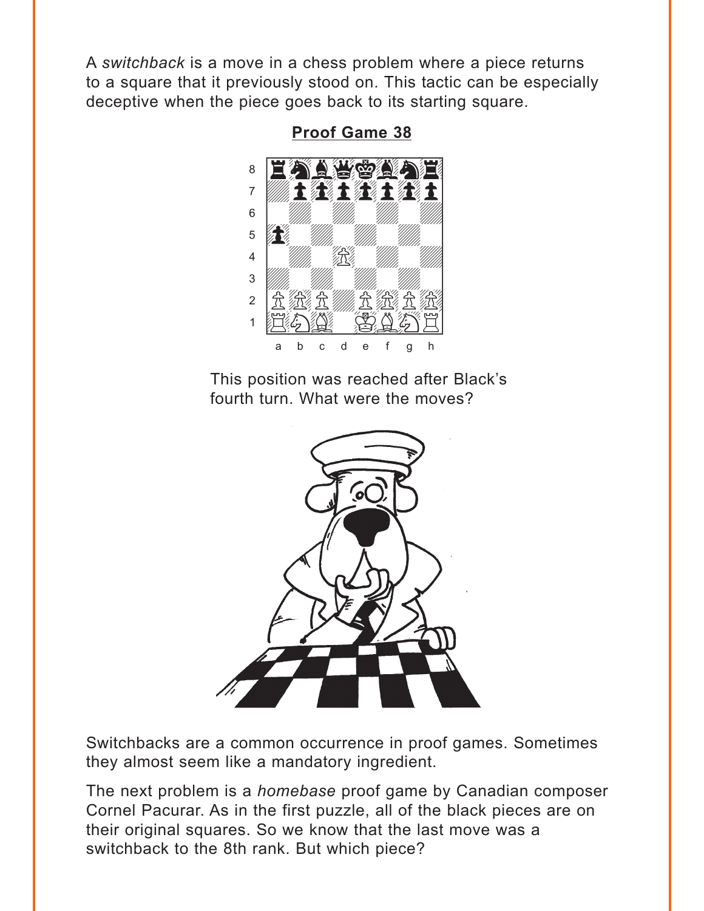A *switchback* is a move in a chess problem where a piece returns to a square that it previously stood on. This tactic can be especially deceptive when the piece goes back to its starting square.

**Proof Game 38**

This position was reached after Black's fourth turn. What were the moves?

Switchbacks are a common occurrence in proof games. Sometimes they almost seem like a mandatory ingredient.

The next problem is a *homebase* proof game by Canadian composer Cornel Pacurar. As in the first puzzle, all of the black pieces are on their original squares. So we know that the last move was a switchback to the 8th rank. But which piece?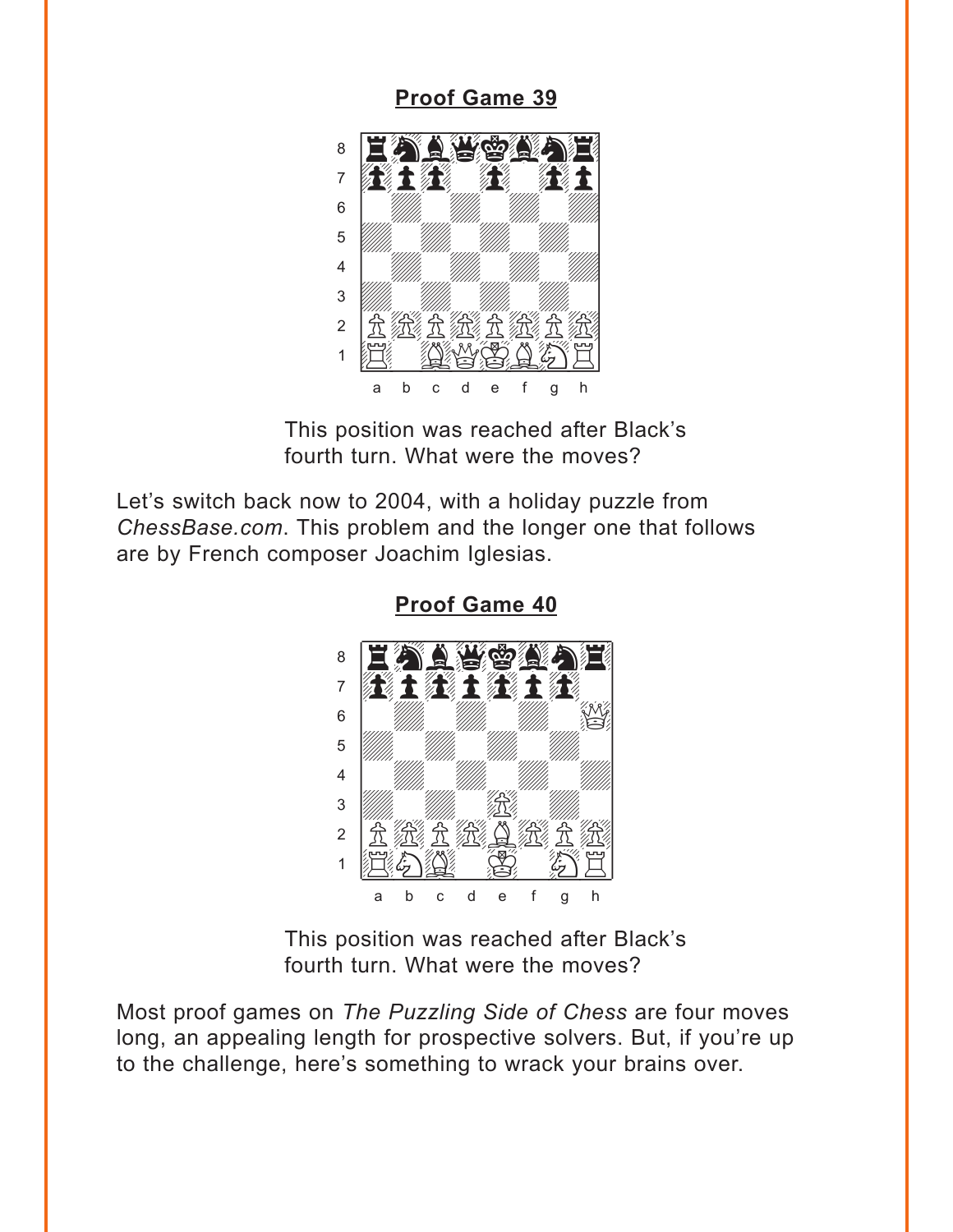**Proof Game 39**

This position was reached after Black's fourth turn. What were the moves?

Let's switch back now to 2004, with a holiday puzzle from *ChessBase.com*. This problem and the longer one that follows are by French composer Joachim Iglesias.

**Proof Game 40**

This position was reached after Black's fourth turn. What were the moves?

Most proof games on *The Puzzling Side of Chess* are four moves long, an appealing length for prospective solvers. But, if you're up to the challenge, here's something to wrack your brains over.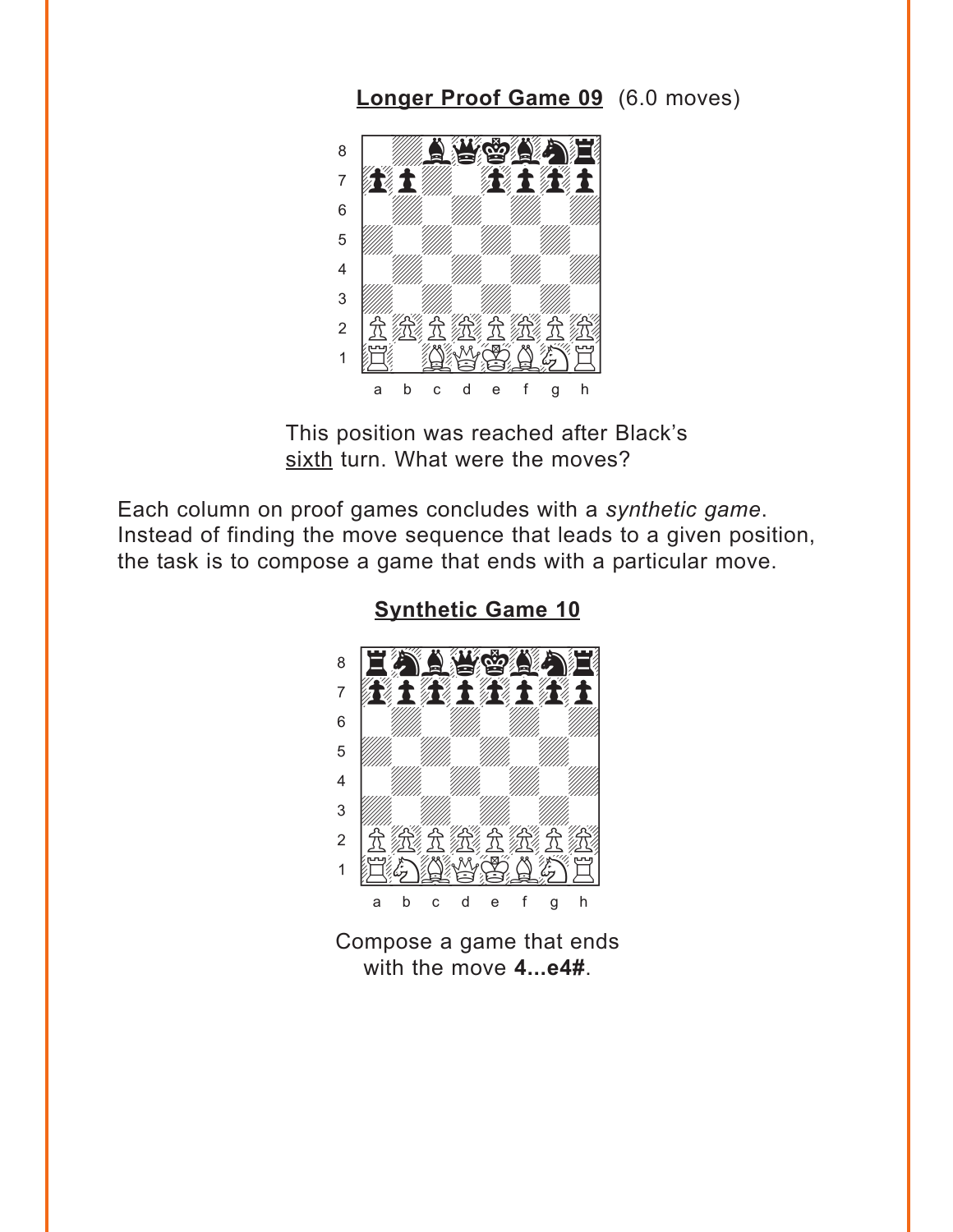**Longer Proof Game 09** (6.0 moves)

This position was reached after Black's sixth turn. What were the moves?

Each column on proof games concludes with a *synthetic game*. Instead of finding the move sequence that leads to a given position, the task is to compose a game that ends with a particular move.

**Synthetic Game 10**

Compose a game that ends with the move **4...e4#**.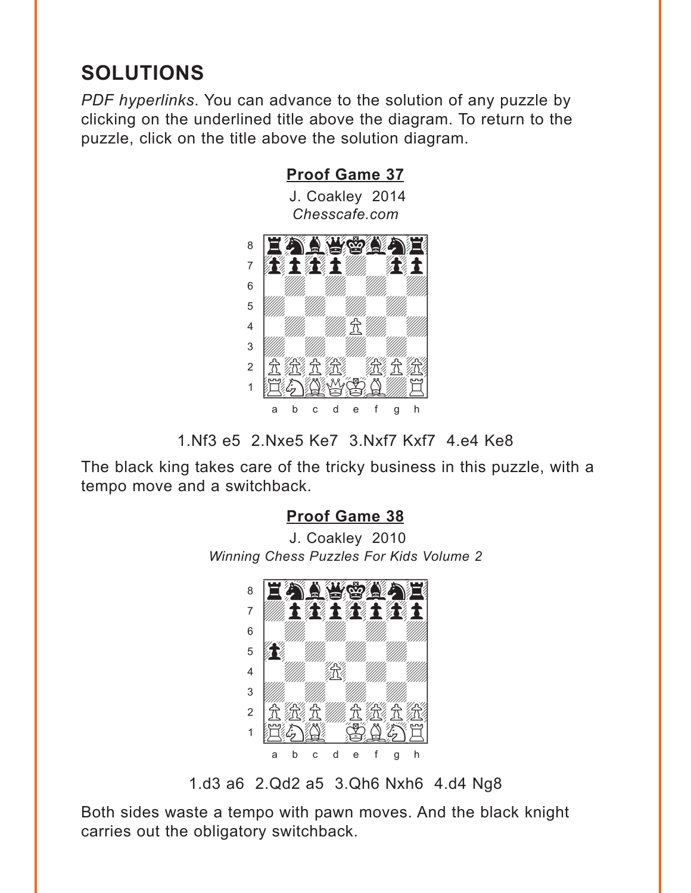## SOLUTIONS

*PDF hyperlinks*. You can advance to the solution of any puzzle by clicking on the underlined title above the diagram. To return to the puzzle, click on the title above the solution diagram.

### Proof Game 37

J. Coakley 2014
*Chesscafe.com*

1.Nf3 e5 2.Nxe5 Ke7 3.Nxf7 Kxf7 4.e4 Ke8

The black king takes care of the tricky business in this puzzle, with a tempo move and a switchback.

### Proof Game 38

J. Coakley 2010
*Winning Chess Puzzles For Kids Volume 2*

1.d3 a6 2.Qd2 a5 3.Qh6 Nxh6 4.d4 Ng8

Both sides waste a tempo with pawn moves. And the black knight carries out the obligatory switchback.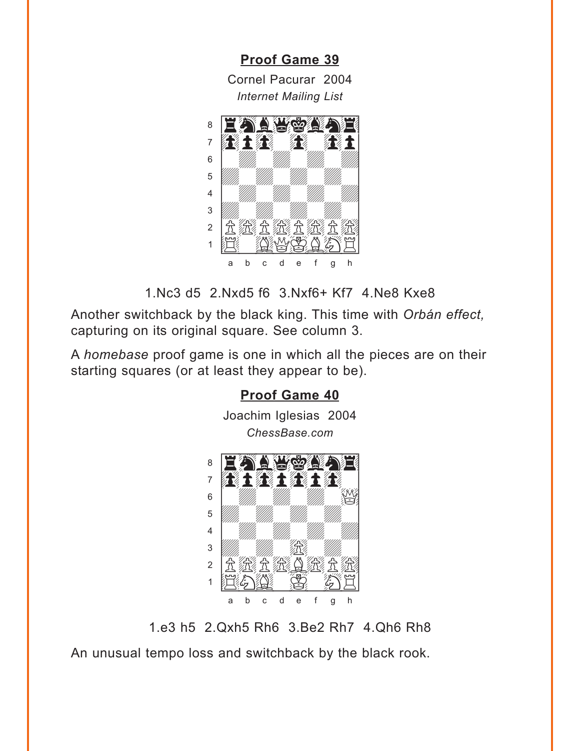**Proof Game 39**

Cornel Pacurar 2004

*Internet Mailing List*

1.Nc3 d5 2.Nxd5 f6 3.Nxf6+ Kf7 4.Ne8 Kxe8

Another switchback by the black king. This time with *Orbán effect,* capturing on its original square. See column 3.

A *homebase* proof game is one in which all the pieces are on their starting squares (or at least they appear to be).

**Proof Game 40**

Joachim Iglesias 2004

*ChessBase.com*

1.e3 h5 2.Qxh5 Rh6 3.Be2 Rh7 4.Qh6 Rh8

An unusual tempo loss and switchback by the black rook.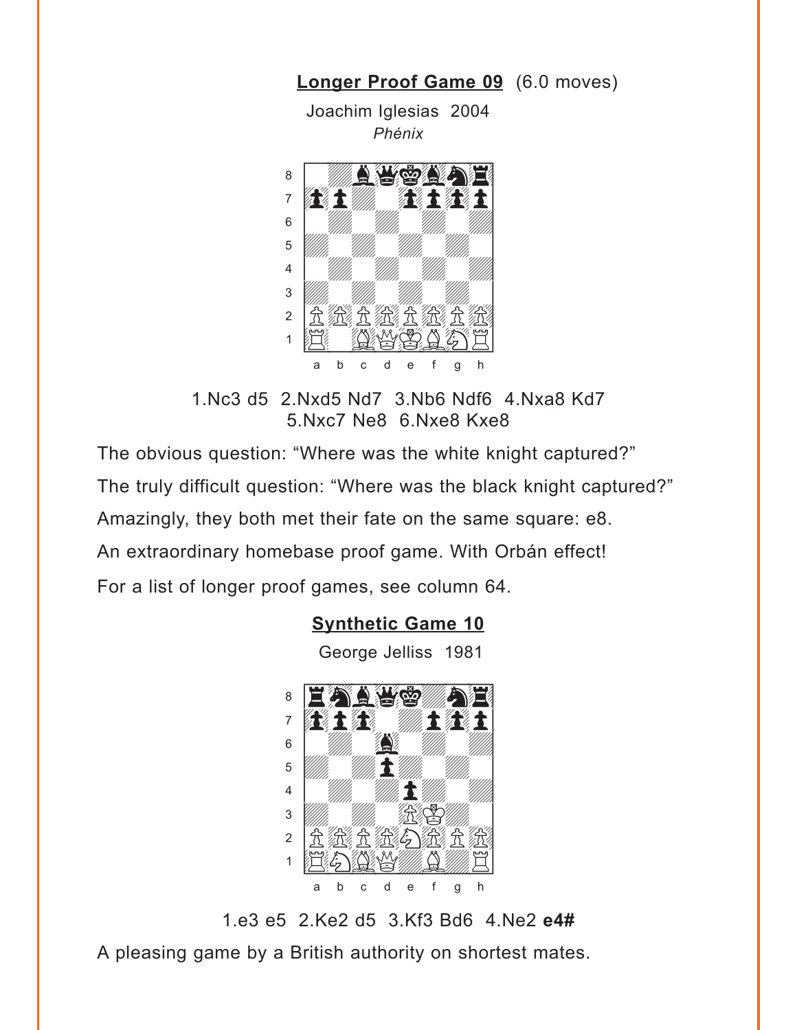**Longer Proof Game 09** (6.0 moves)

Joachim Iglesias 2004

*Phénix*

1.Nc3 d5 2.Nxd5 Nd7 3.Nb6 Ndf6 4.Nxa8 Kd7 5.Nxc7 Ne8 6.Nxe8 Kxe8

The obvious question: "Where was the white knight captured?"

The truly difficult question: "Where was the black knight captured?"

Amazingly, they both met their fate on the same square: e8.

An extraordinary homebase proof game. With Orbán effect!

For a list of longer proof games, see column 64.

**Synthetic Game 10**

George Jelliss 1981

1.e3 e5 2.Ke2 d5 3.Kf3 Bd6 4.Ne2 **e4#**

A pleasing game by a British authority on shortest mates.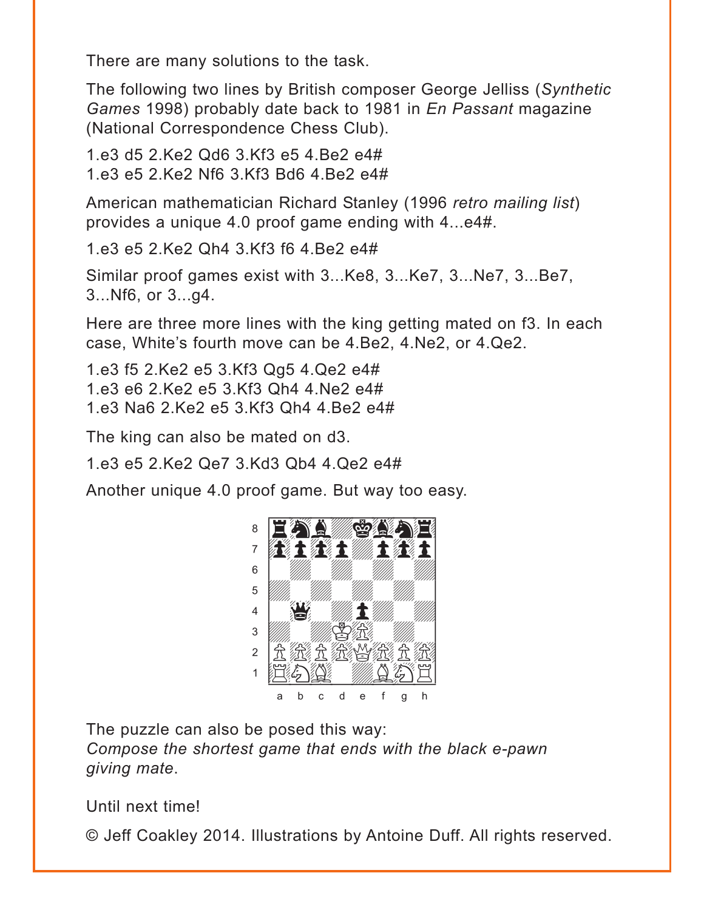There are many solutions to the task.

The following two lines by British composer George Jelliss (*Synthetic Games* 1998) probably date back to 1981 in *En Passant* magazine (National Correspondence Chess Club).

1.e3 d5 2.Ke2 Qd6 3.Kf3 e5 4.Be2 e4#
1.e3 e5 2.Ke2 Nf6 3.Kf3 Bd6 4.Be2 e4#

American mathematician Richard Stanley (1996 *retro mailing list*) provides a unique 4.0 proof game ending with 4...e4#.

1.e3 e5 2.Ke2 Qh4 3.Kf3 f6 4.Be2 e4#

Similar proof games exist with 3...Ke8, 3...Ke7, 3...Ne7, 3...Be7, 3...Nf6, or 3...g4.

Here are three more lines with the king getting mated on f3. In each case, White's fourth move can be 4.Be2, 4.Ne2, or 4.Qe2.

1.e3 f5 2.Ke2 e5 3.Kf3 Qg5 4.Qe2 e4#
1.e3 e6 2.Ke2 e5 3.Kf3 Qh4 4.Ne2 e4#
1.e3 Na6 2.Ke2 e5 3.Kf3 Qh4 4.Be2 e4#

The king can also be mated on d3.

1.e3 e5 2.Ke2 Qe7 3.Kd3 Qb4 4.Qe2 e4#

Another unique 4.0 proof game. But way too easy.

The puzzle can also be posed this way:
*Compose the shortest game that ends with the black e-pawn giving mate.*

Until next time!

© Jeff Coakley 2014. Illustrations by Antoine Duff. All rights reserved.